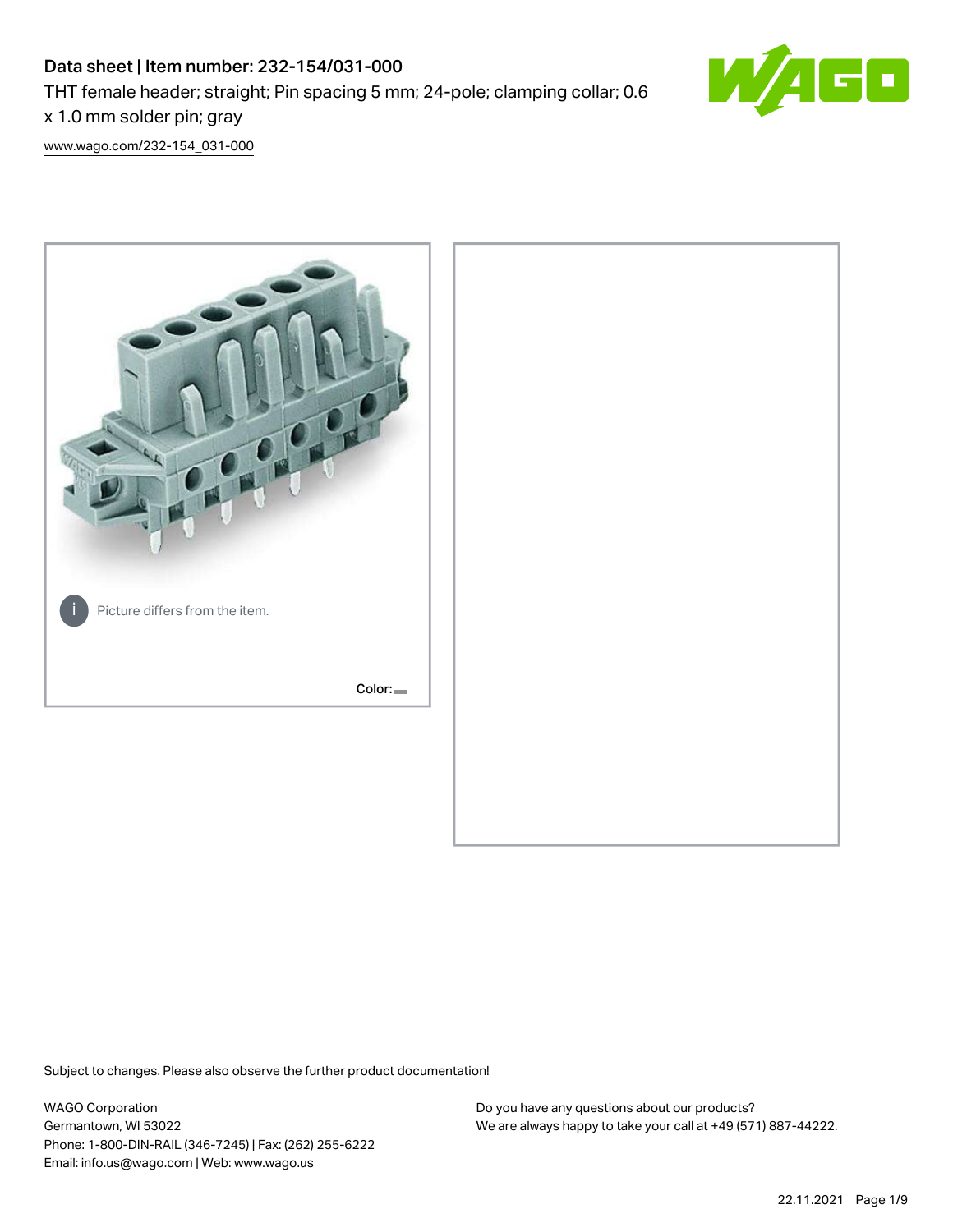# Data sheet | Item number: 232-154/031-000

THT female header; straight; Pin spacing 5 mm; 24-pole; clamping collar; 0.6 x 1.0 mm solder pin; gray

www.wago.com/232-154_031-000

Picture differs from the item.

Color:

Subject to changes. Please also observe the further product documentation!

WAGO Corporation
Germantown, WI 53022
Phone: 1-800-DIN-RAIL (346-7245) | Fax: (262) 255-6222
Email: info.us@wago.com | Web: www.wago.us

Do you have any questions about our products?
We are always happy to take your call at +49 (571) 887-44222.

22.11.2021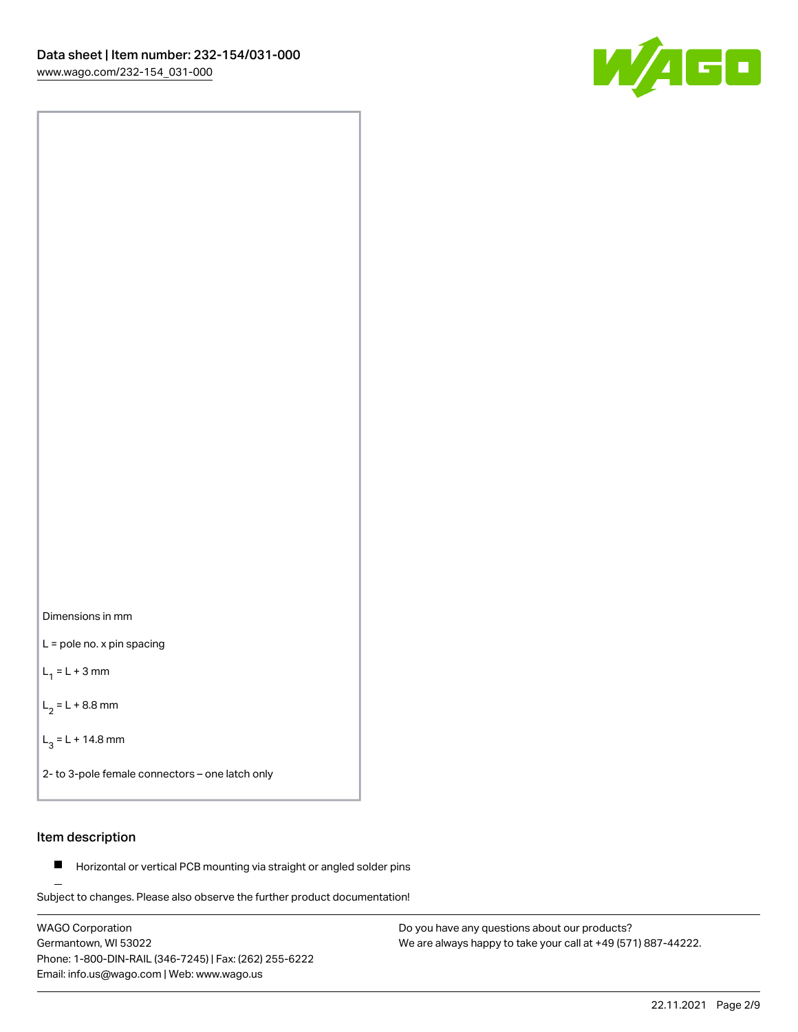Dimensions in mm

L = pole no. x pin spacing

$L_1$ = L + 3 mm

$L_2$ = L + 8.8 mm

$L_3$ = L + 14.8 mm

2- to 3-pole female connectors – one latch only

## Item description

- Horizontal or vertical PCB mounting via straight or angled solder pins

Subject to changes. Please also observe the further product documentation!

WAGO Corporation
Germantown, WI 53022
Phone: 1-800-DIN-RAIL (346-7245) | Fax: (262) 255-6222
Email: info.us@wago.com | Web: www.wago.us

Do you have any questions about our products?
We are always happy to take your call at +49 (571) 887-44222.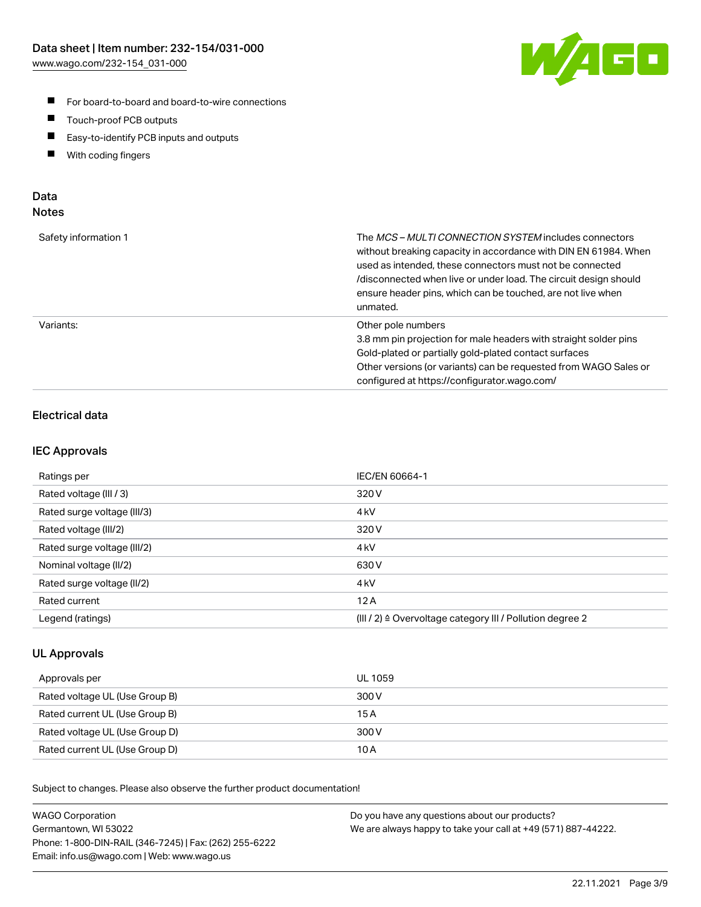- For board-to-board and board-to-wire connections
- Touch-proof PCB outputs
- Easy-to-identify PCB inputs and outputs
- With coding fingers

## Data

### Notes

| | |
|---|---|
| Safety information 1 | The *MCS – MULTI CONNECTION SYSTEM* includes connectors without breaking capacity in accordance with DIN EN 61984. When used as intended, these connectors must not be connected /disconnected when live or under load. The circuit design should ensure header pins, which can be touched, are not live when unmated. |
| Variants: | Other pole numbers<br>3.8 mm pin projection for male headers with straight solder pins<br>Gold-plated or partially gold-plated contact surfaces<br>Other versions (or variants) can be requested from WAGO Sales or configured at https://configurator.wago.com/ |

### Electrical data

#### IEC Approvals

| | |
|---|---|
| Ratings per | IEC/EN 60664-1 |
| Rated voltage (III / 3) | 320 V |
| Rated surge voltage (III/3) | 4 kV |
| Rated voltage (III/2) | 320 V |
| Rated surge voltage (III/2) | 4 kV |
| Nominal voltage (II/2) | 630 V |
| Rated surge voltage (II/2) | 4 kV |
| Rated current | 12 A |
| Legend (ratings) | (III / 2) ≙ Overvoltage category III / Pollution degree 2 |

#### UL Approvals

| | |
|---|---|
| Approvals per | UL 1059 |
| Rated voltage UL (Use Group B) | 300 V |
| Rated current UL (Use Group B) | 15 A |
| Rated voltage UL (Use Group D) | 300 V |
| Rated current UL (Use Group D) | 10 A |

Subject to changes. Please also observe the further product documentation!

WAGO Corporation
Germantown, WI 53022
Phone: 1-800-DIN-RAIL (346-7245) | Fax: (262) 255-6222
Email: info.us@wago.com | Web: www.wago.us

Do you have any questions about our products?
We are always happy to take your call at +49 (571) 887-44222.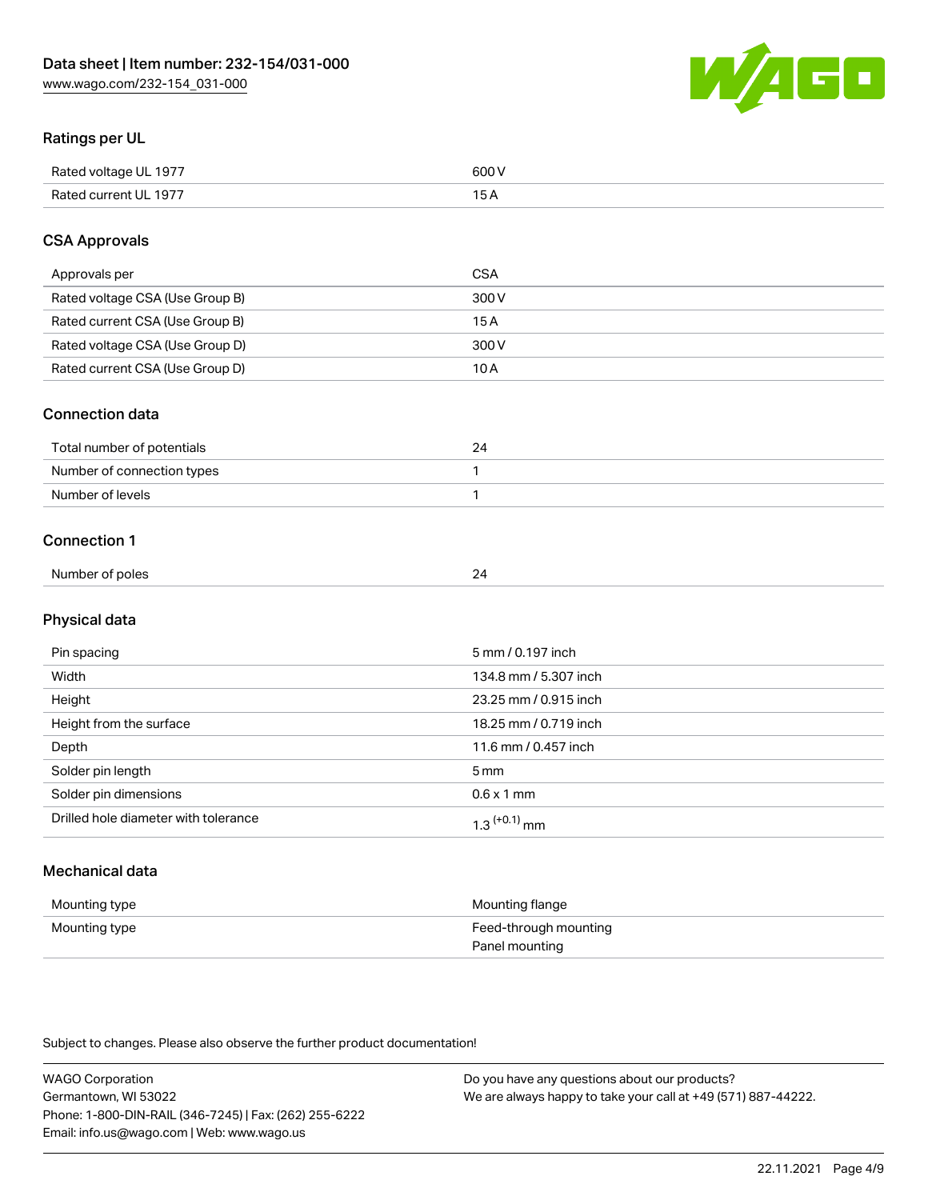## Ratings per UL

| | |
|---|---|
| Rated voltage UL 1977 | 600 V |
| Rated current UL 1977 | 15 A |

## CSA Approvals

| | |
|---|---|
| Approvals per | CSA |
| Rated voltage CSA (Use Group B) | 300 V |
| Rated current CSA (Use Group B) | 15 A |
| Rated voltage CSA (Use Group D) | 300 V |
| Rated current CSA (Use Group D) | 10 A |

## Connection data

| | |
|---|---|
| Total number of potentials | 24 |
| Number of connection types | 1 |
| Number of levels | 1 |

## Connection 1

| | |
|---|---|
| Number of poles | 24 |

## Physical data

| | |
|---|---|
| Pin spacing | 5 mm / 0.197 inch |
| Width | 134.8 mm / 5.307 inch |
| Height | 23.25 mm / 0.915 inch |
| Height from the surface | 18.25 mm / 0.719 inch |
| Depth | 11.6 mm / 0.457 inch |
| Solder pin length | 5 mm |
| Solder pin dimensions | 0.6 x 1 mm |
| Drilled hole diameter with tolerance | $1.3^{(+0.1)}$ mm |

## Mechanical data

| | |
|---|---|
| Mounting type | Mounting flange |
| Mounting type | Feed-through mounting<br>Panel mounting |

Subject to changes. Please also observe the further product documentation!

WAGO Corporation
Germantown, WI 53022
Phone: 1-800-DIN-RAIL (346-7245) | Fax: (262) 255-6222
Email: info.us@wago.com | Web: www.wago.us

Do you have any questions about our products?
We are always happy to take your call at +49 (571) 887-44222.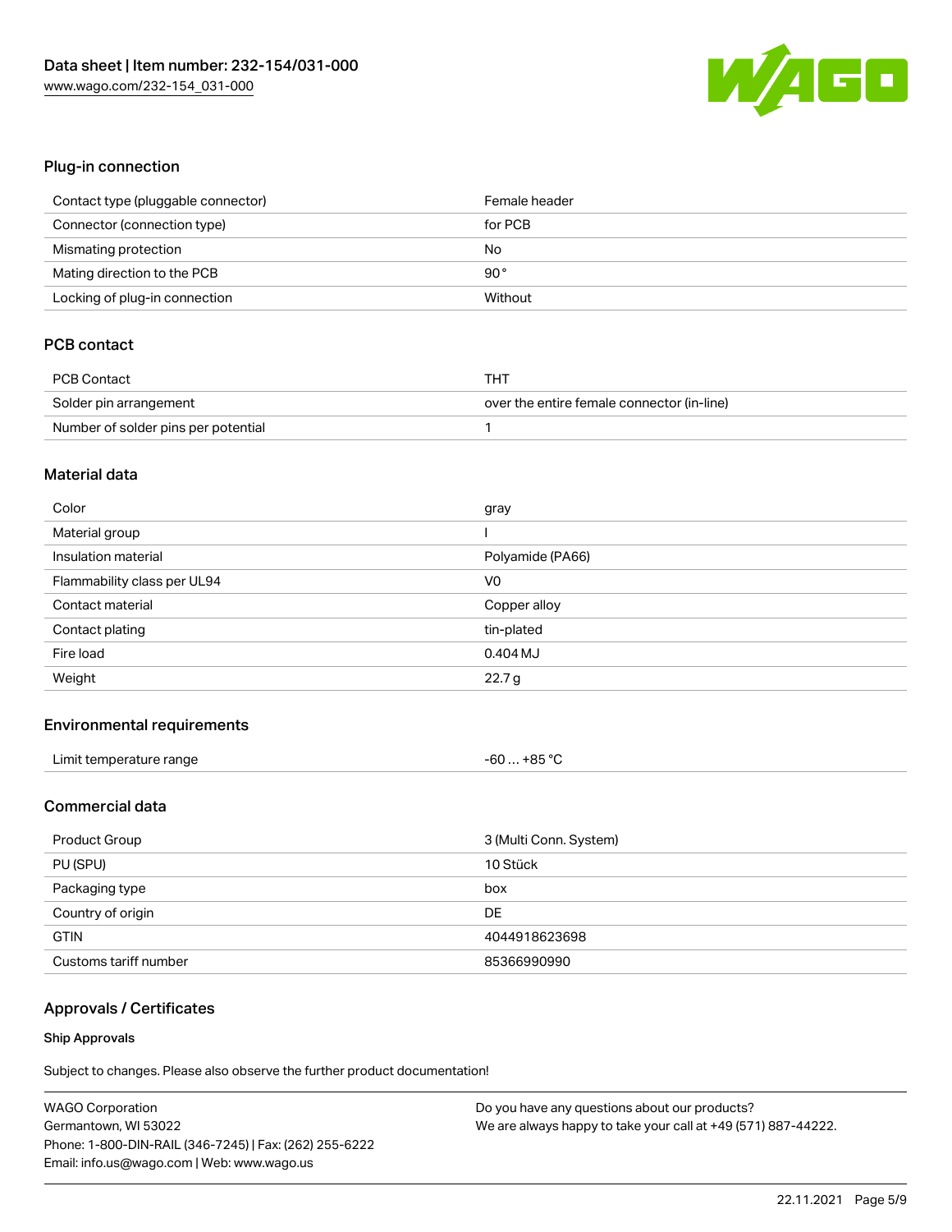## Plug-in connection

| | |
|---|---|
| Contact type (pluggable connector) | Female header |
| Connector (connection type) | for PCB |
| Mismating protection | No |
| Mating direction to the PCB | 90 ° |
| Locking of plug-in connection | Without |

## PCB contact

| | |
|---|---|
| PCB Contact | THT |
| Solder pin arrangement | over the entire female connector (in-line) |
| Number of solder pins per potential | 1 |

## Material data

| | |
|---|---|
| Color | gray |
| Material group | I |
| Insulation material | Polyamide (PA66) |
| Flammability class per UL94 | V0 |
| Contact material | Copper alloy |
| Contact plating | tin-plated |
| Fire load | 0.404 MJ |
| Weight | 22.7 g |

## Environmental requirements

| | |
|---|---|
| Limit temperature range | -60 … +85 °C |

## Commercial data

| | |
|---|---|
| Product Group | 3 (Multi Conn. System) |
| PU (SPU) | 10 Stück |
| Packaging type | box |
| Country of origin | DE |
| GTIN | 4044918623698 |
| Customs tariff number | 85366990990 |

## Approvals / Certificates

### Ship Approvals

Subject to changes. Please also observe the further product documentation!

WAGO Corporation
Germantown, WI 53022
Phone: 1-800-DIN-RAIL (346-7245) | Fax: (262) 255-6222
Email: info.us@wago.com | Web: www.wago.us

Do you have any questions about our products?
We are always happy to take your call at +49 (571) 887-44222.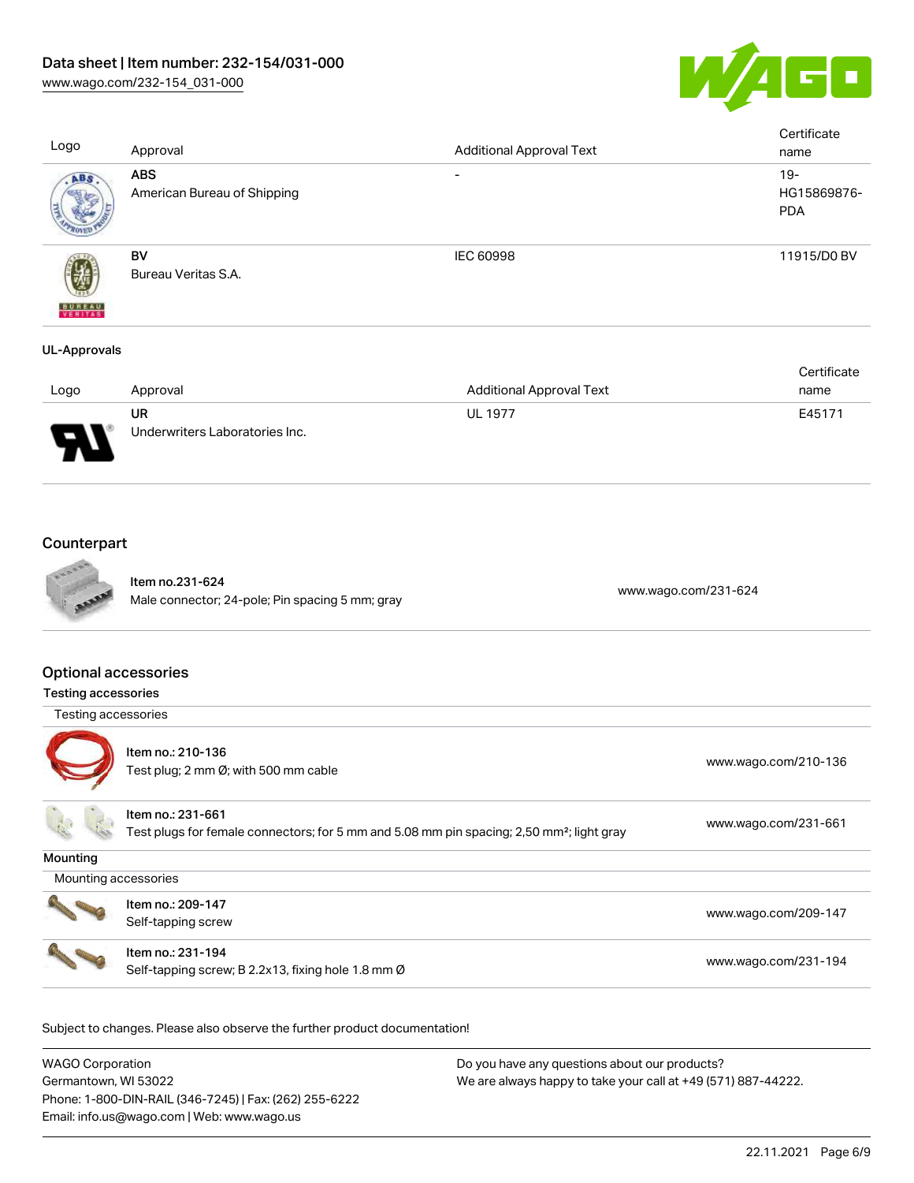| Logo | Approval | Additional Approval Text | Certificate name |
| --- | --- | --- | --- |
| | **ABS** American Bureau of Shipping | - | 19-HG15869876-PDA |
| | **BV** Bureau Veritas S.A. | IEC 60998 | 11915/D0 BV |

**UL-Approvals**

| Logo | Approval | Additional Approval Text | Certificate name |
| --- | --- | --- | --- |
| | **UR** Underwriters Laboratories Inc. | UL 1977 | E45171 |

## Counterpart

| | | |
| --- | --- | --- |
| | Item no.231-624<br>Male connector; 24-pole; Pin spacing 5 mm; gray | www.wago.com/231-624 |

## Optional accessories

**Testing accessories**

Testing accessories

| | | |
| --- | --- | --- |
| | Item no.: 210-136<br>Test plug; 2 mm Ø; with 500 mm cable | www.wago.com/210-136 |
| | Item no.: 231-661<br>Test plugs for female connectors; for 5 mm and 5.08 mm pin spacing; 2,50 mm²; light gray | www.wago.com/231-661 |

**Mounting**

Mounting accessories

| | | |
| --- | --- | --- |
| | Item no.: 209-147<br>Self-tapping screw | www.wago.com/209-147 |
| | Item no.: 231-194<br>Self-tapping screw; B 2.2x13, fixing hole 1.8 mm Ø | www.wago.com/231-194 |

Subject to changes. Please also observe the further product documentation!

WAGO Corporation
Germantown, WI 53022
Phone: 1-800-DIN-RAIL (346-7245) | Fax: (262) 255-6222
Email: info.us@wago.com | Web: www.wago.us

Do you have any questions about our products?
We are always happy to take your call at +49 (571) 887-44222.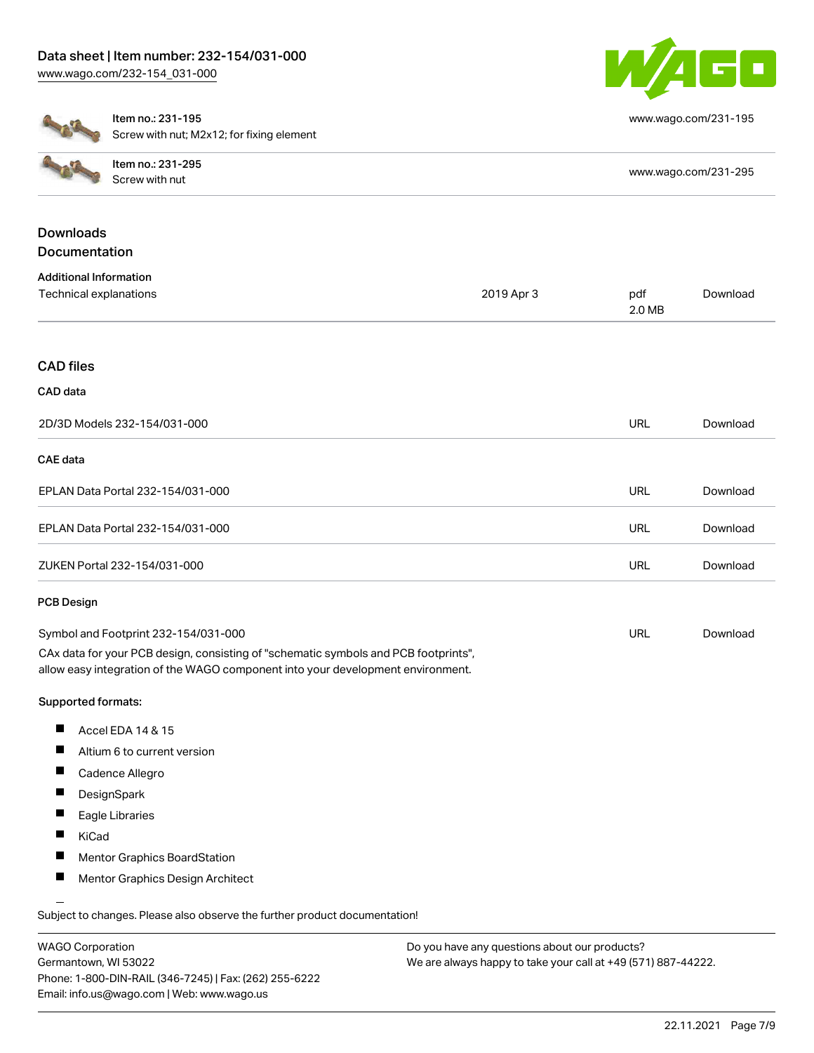| Item no.: 231-195<br>Screw with nut; M2x12; for fixing element | www.wago.com/231-195 |
| --- | --- |
| Item no.: 231-295<br>Screw with nut | www.wago.com/231-295 |

## Downloads

### Documentation

**Additional Information**

| Technical explanations | 2019 Apr 3 | pdf<br>2.0 MB | Download |
| --- | --- | --- | --- |

### CAD files

**CAD data**

| 2D/3D Models 232-154/031-000 | URL | Download |
| --- | --- | --- |

**CAE data**

| EPLAN Data Portal 232-154/031-000 | URL | Download |
| --- | --- | --- |
| EPLAN Data Portal 232-154/031-000 | URL | Download |
| ZUKEN Portal 232-154/031-000 | URL | Download |

**PCB Design**

| Symbol and Footprint 232-154/031-000 | URL | Download |
| --- | --- | --- |

CAx data for your PCB design, consisting of "schematic symbols and PCB footprints", allow easy integration of the WAGO component into your development environment.

**Supported formats:**

- Accel EDA 14 & 15
- Altium 6 to current version
- Cadence Allegro
- DesignSpark
- Eagle Libraries
- KiCad
- Mentor Graphics BoardStation
- Mentor Graphics Design Architect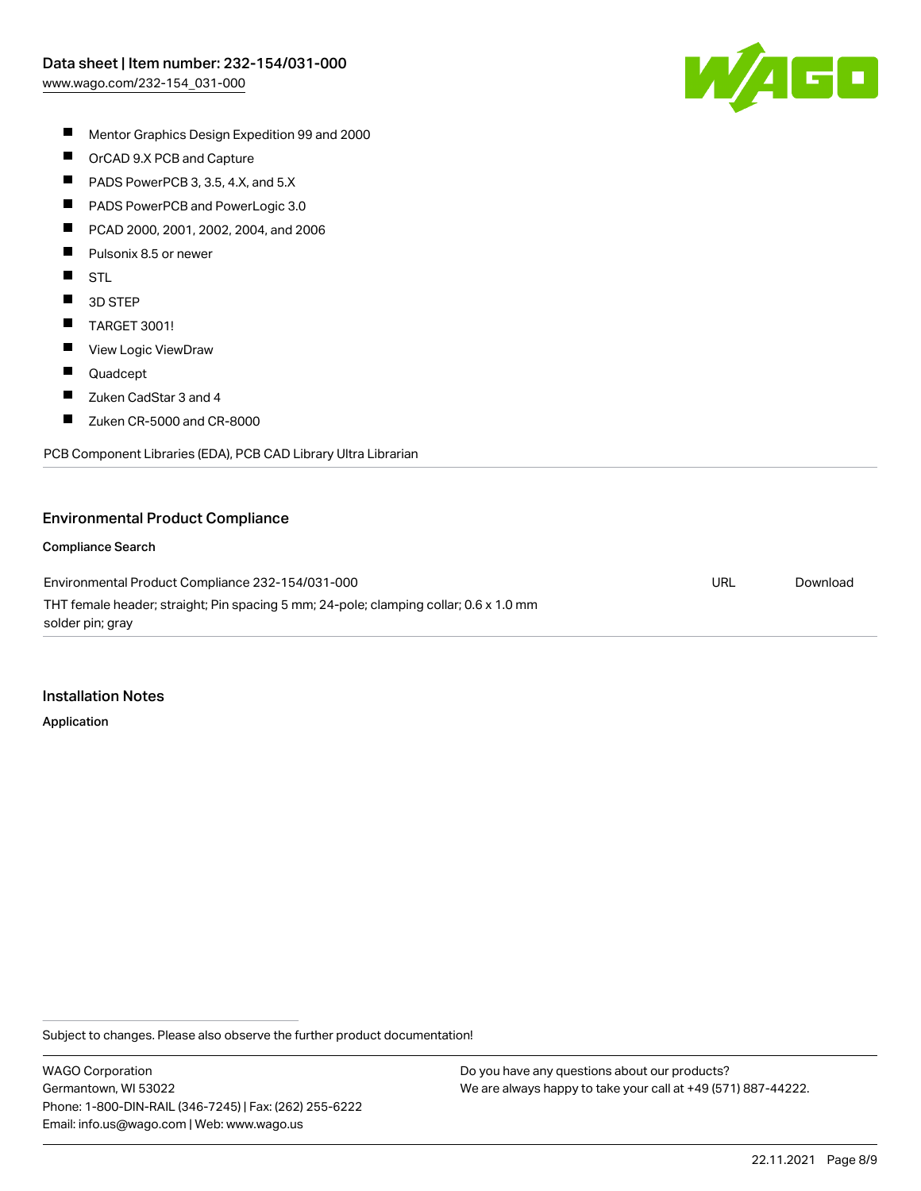- Mentor Graphics Design Expedition 99 and 2000
- OrCAD 9.X PCB and Capture
- PADS PowerPCB 3, 3.5, 4.X, and 5.X
- PADS PowerPCB and PowerLogic 3.0
- PCAD 2000, 2001, 2002, 2004, and 2006
- Pulsonix 8.5 or newer
- STL
- 3D STEP
- TARGET 3001!
- View Logic ViewDraw
- Quadcept
- Zuken CadStar 3 and 4
- Zuken CR-5000 and CR-8000

PCB Component Libraries (EDA), PCB CAD Library Ultra Librarian

## Environmental Product Compliance

### Compliance Search

| | | |
|---|---|---|
| Environmental Product Compliance 232-154/031-000<br>THT female header; straight; Pin spacing 5 mm; 24-pole; clamping collar; 0.6 x 1.0 mm solder pin; gray | URL | Download |

## Installation Notes

### Application

Subject to changes. Please also observe the further product documentation!

WAGO Corporation
Germantown, WI 53022
Phone: 1-800-DIN-RAIL (346-7245) | Fax: (262) 255-6222
Email: info.us@wago.com | Web: www.wago.us

Do you have any questions about our products?
We are always happy to take your call at +49 (571) 887-44222.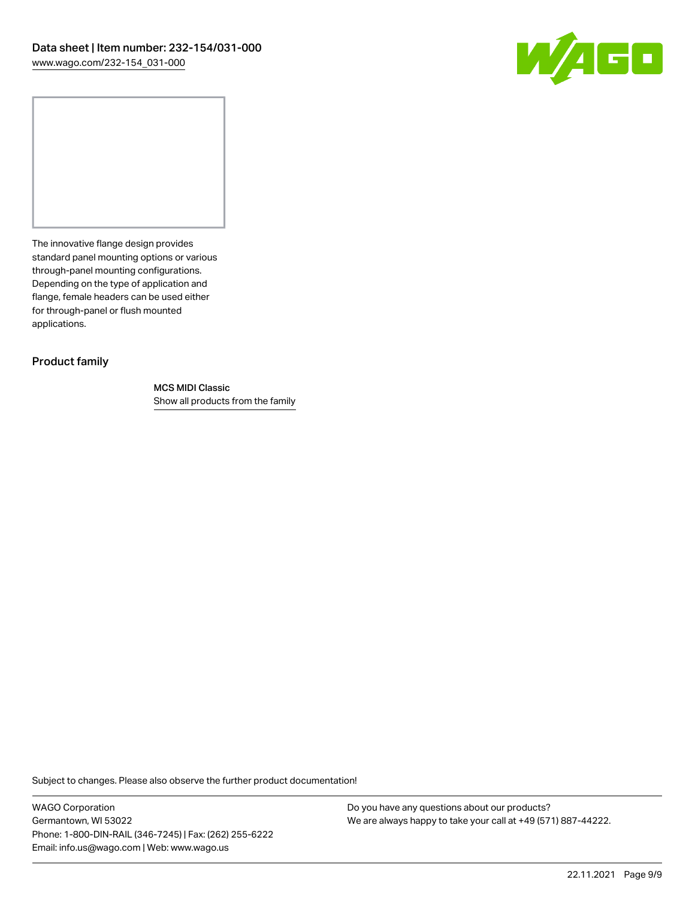The innovative flange design provides standard panel mounting options or various through-panel mounting configurations. Depending on the type of application and flange, female headers can be used either for through-panel or flush mounted applications.

## Product family

MCS MIDI Classic
Show all products from the family

Subject to changes. Please also observe the further product documentation!

WAGO Corporation
Germantown, WI 53022
Phone: 1-800-DIN-RAIL (346-7245) | Fax: (262) 255-6222
Email: info.us@wago.com | Web: www.wago.us

Do you have any questions about our products?
We are always happy to take your call at +49 (571) 887-44222.